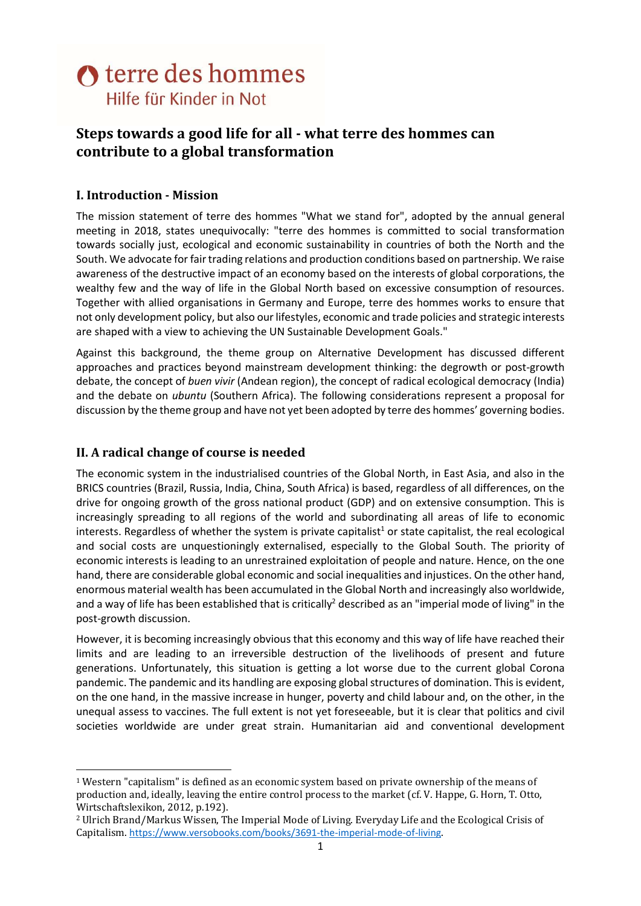terre des hommes
Hilfe für Kinder in Not

# Steps towards a good life for all - what terre des hommes can contribute to a global transformation

## I. Introduction - Mission

The mission statement of terre des hommes "What we stand for", adopted by the annual general meeting in 2018, states unequivocally: "terre des hommes is committed to social transformation towards socially just, ecological and economic sustainability in countries of both the North and the South. We advocate for fair trading relations and production conditions based on partnership. We raise awareness of the destructive impact of an economy based on the interests of global corporations, the wealthy few and the way of life in the Global North based on excessive consumption of resources. Together with allied organisations in Germany and Europe, terre des hommes works to ensure that not only development policy, but also our lifestyles, economic and trade policies and strategic interests are shaped with a view to achieving the UN Sustainable Development Goals."

Against this background, the theme group on Alternative Development has discussed different approaches and practices beyond mainstream development thinking: the degrowth or post-growth debate, the concept of *buen vivir* (Andean region), the concept of radical ecological democracy (India) and the debate on *ubuntu* (Southern Africa). The following considerations represent a proposal for discussion by the theme group and have not yet been adopted by terre des hommes' governing bodies.

## II. A radical change of course is needed

The economic system in the industrialised countries of the Global North, in East Asia, and also in the BRICS countries (Brazil, Russia, India, China, South Africa) is based, regardless of all differences, on the drive for ongoing growth of the gross national product (GDP) and on extensive consumption. This is increasingly spreading to all regions of the world and subordinating all areas of life to economic interests. Regardless of whether the system is private capitalist[1] or state capitalist, the real ecological and social costs are unquestioningly externalised, especially to the Global South. The priority of economic interests is leading to an unrestrained exploitation of people and nature. Hence, on the one hand, there are considerable global economic and social inequalities and injustices. On the other hand, enormous material wealth has been accumulated in the Global North and increasingly also worldwide, and a way of life has been established that is critically[2] described as an "imperial mode of living" in the post-growth discussion.

However, it is becoming increasingly obvious that this economy and this way of life have reached their limits and are leading to an irreversible destruction of the livelihoods of present and future generations. Unfortunately, this situation is getting a lot worse due to the current global Corona pandemic. The pandemic and its handling are exposing global structures of domination. This is evident, on the one hand, in the massive increase in hunger, poverty and child labour and, on the other, in the unequal assess to vaccines. The full extent is not yet foreseeable, but it is clear that politics and civil societies worldwide are under great strain. Humanitarian aid and conventional development

---

[1] Western "capitalism" is defined as an economic system based on private ownership of the means of production and, ideally, leaving the entire control process to the market (cf. V. Happe, G. Horn, T. Otto, Wirtschaftslexikon, 2012, p.192).

[2] Ulrich Brand/Markus Wissen, The Imperial Mode of Living. Everyday Life and the Ecological Crisis of Capitalism. https://www.versobooks.com/books/3691-the-imperial-mode-of-living.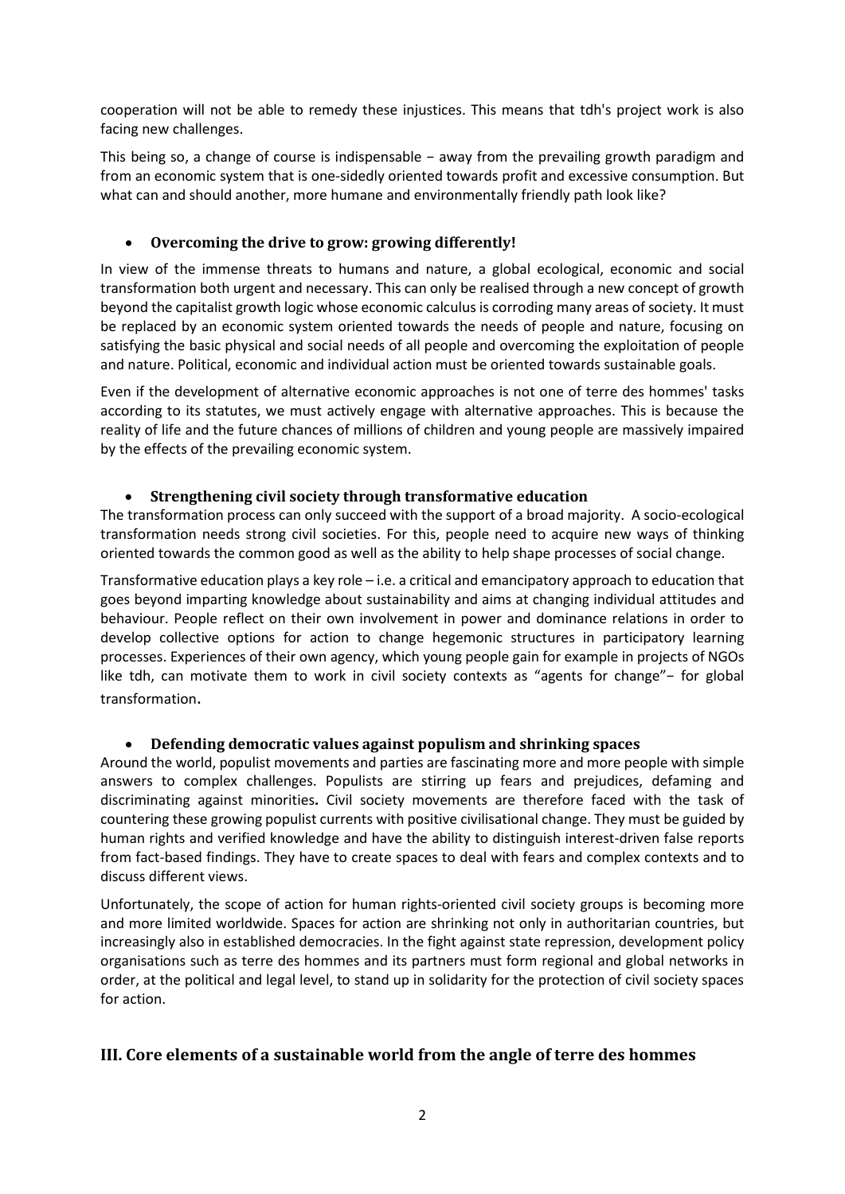cooperation will not be able to remedy these injustices. This means that tdh's project work is also facing new challenges.

This being so, a change of course is indispensable − away from the prevailing growth paradigm and from an economic system that is one-sidedly oriented towards profit and excessive consumption. But what can and should another, more humane and environmentally friendly path look like?

- **Overcoming the drive to grow: growing differently!**

In view of the immense threats to humans and nature, a global ecological, economic and social transformation both urgent and necessary. This can only be realised through a new concept of growth beyond the capitalist growth logic whose economic calculus is corroding many areas of society. It must be replaced by an economic system oriented towards the needs of people and nature, focusing on satisfying the basic physical and social needs of all people and overcoming the exploitation of people and nature. Political, economic and individual action must be oriented towards sustainable goals.

Even if the development of alternative economic approaches is not one of terre des hommes' tasks according to its statutes, we must actively engage with alternative approaches. This is because the reality of life and the future chances of millions of children and young people are massively impaired by the effects of the prevailing economic system.

- **Strengthening civil society through transformative education**

The transformation process can only succeed with the support of a broad majority. A socio-ecological transformation needs strong civil societies. For this, people need to acquire new ways of thinking oriented towards the common good as well as the ability to help shape processes of social change.

Transformative education plays a key role – i.e. a critical and emancipatory approach to education that goes beyond imparting knowledge about sustainability and aims at changing individual attitudes and behaviour. People reflect on their own involvement in power and dominance relations in order to develop collective options for action to change hegemonic structures in participatory learning processes. Experiences of their own agency, which young people gain for example in projects of NGOs like tdh, can motivate them to work in civil society contexts as "agents for change"− for global transformation.

- **Defending democratic values against populism and shrinking spaces**

Around the world, populist movements and parties are fascinating more and more people with simple answers to complex challenges. Populists are stirring up fears and prejudices, defaming and discriminating against minorities. Civil society movements are therefore faced with the task of countering these growing populist currents with positive civilisational change. They must be guided by human rights and verified knowledge and have the ability to distinguish interest-driven false reports from fact-based findings. They have to create spaces to deal with fears and complex contexts and to discuss different views.

Unfortunately, the scope of action for human rights-oriented civil society groups is becoming more and more limited worldwide. Spaces for action are shrinking not only in authoritarian countries, but increasingly also in established democracies. In the fight against state repression, development policy organisations such as terre des hommes and its partners must form regional and global networks in order, at the political and legal level, to stand up in solidarity for the protection of civil society spaces for action.

## III. Core elements of a sustainable world from the angle of terre des hommes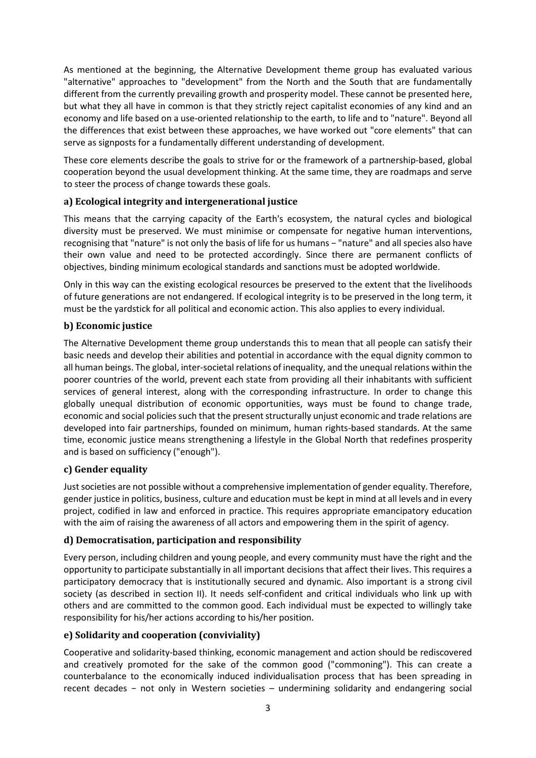As mentioned at the beginning, the Alternative Development theme group has evaluated various "alternative" approaches to "development" from the North and the South that are fundamentally different from the currently prevailing growth and prosperity model. These cannot be presented here, but what they all have in common is that they strictly reject capitalist economies of any kind and an economy and life based on a use-oriented relationship to the earth, to life and to "nature". Beyond all the differences that exist between these approaches, we have worked out "core elements" that can serve as signposts for a fundamentally different understanding of development.

These core elements describe the goals to strive for or the framework of a partnership-based, global cooperation beyond the usual development thinking. At the same time, they are roadmaps and serve to steer the process of change towards these goals.

### a) Ecological integrity and intergenerational justice

This means that the carrying capacity of the Earth's ecosystem, the natural cycles and biological diversity must be preserved. We must minimise or compensate for negative human interventions, recognising that "nature" is not only the basis of life for us humans − "nature" and all species also have their own value and need to be protected accordingly. Since there are permanent conflicts of objectives, binding minimum ecological standards and sanctions must be adopted worldwide.

Only in this way can the existing ecological resources be preserved to the extent that the livelihoods of future generations are not endangered. If ecological integrity is to be preserved in the long term, it must be the yardstick for all political and economic action. This also applies to every individual.

### b) Economic justice

The Alternative Development theme group understands this to mean that all people can satisfy their basic needs and develop their abilities and potential in accordance with the equal dignity common to all human beings. The global, inter-societal relations of inequality, and the unequal relations within the poorer countries of the world, prevent each state from providing all their inhabitants with sufficient services of general interest, along with the corresponding infrastructure. In order to change this globally unequal distribution of economic opportunities, ways must be found to change trade, economic and social policies such that the present structurally unjust economic and trade relations are developed into fair partnerships, founded on minimum, human rights-based standards. At the same time, economic justice means strengthening a lifestyle in the Global North that redefines prosperity and is based on sufficiency ("enough").

### c) Gender equality

Just societies are not possible without a comprehensive implementation of gender equality. Therefore, gender justice in politics, business, culture and education must be kept in mind at all levels and in every project, codified in law and enforced in practice. This requires appropriate emancipatory education with the aim of raising the awareness of all actors and empowering them in the spirit of agency.

### d) Democratisation, participation and responsibility

Every person, including children and young people, and every community must have the right and the opportunity to participate substantially in all important decisions that affect their lives. This requires a participatory democracy that is institutionally secured and dynamic. Also important is a strong civil society (as described in section II). It needs self-confident and critical individuals who link up with others and are committed to the common good. Each individual must be expected to willingly take responsibility for his/her actions according to his/her position.

### e) Solidarity and cooperation (conviviality)

Cooperative and solidarity-based thinking, economic management and action should be rediscovered and creatively promoted for the sake of the common good ("commoning"). This can create a counterbalance to the economically induced individualisation process that has been spreading in recent decades − not only in Western societies – undermining solidarity and endangering social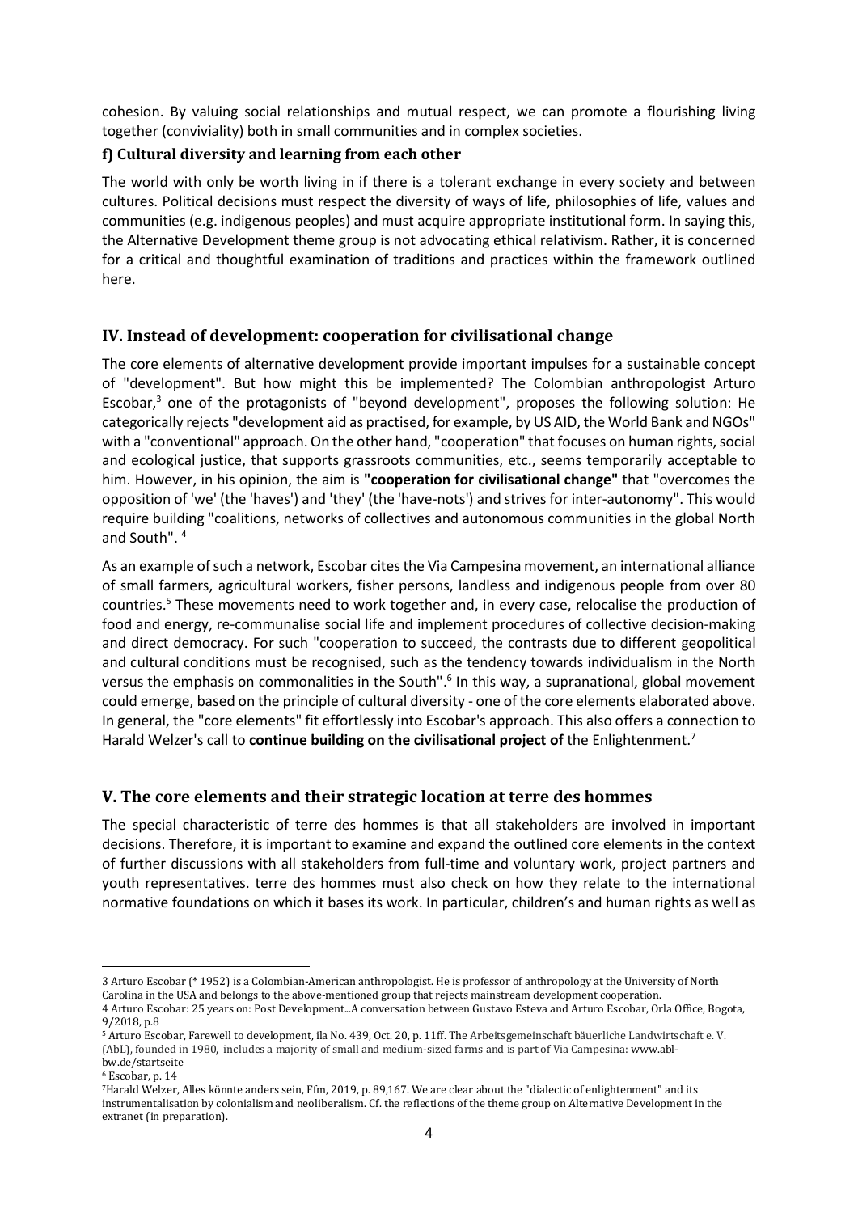cohesion. By valuing social relationships and mutual respect, we can promote a flourishing living together (conviviality) both in small communities and in complex societies.

### f) Cultural diversity and learning from each other

The world with only be worth living in if there is a tolerant exchange in every society and between cultures. Political decisions must respect the diversity of ways of life, philosophies of life, values and communities (e.g. indigenous peoples) and must acquire appropriate institutional form. In saying this, the Alternative Development theme group is not advocating ethical relativism. Rather, it is concerned for a critical and thoughtful examination of traditions and practices within the framework outlined here.

## IV. Instead of development: cooperation for civilisational change

The core elements of alternative development provide important impulses for a sustainable concept of "development". But how might this be implemented? The Colombian anthropologist Arturo Escobar,[3] one of the protagonists of "beyond development", proposes the following solution: He categorically rejects "development aid as practised, for example, by US AID, the World Bank and NGOs" with a "conventional" approach. On the other hand, "cooperation" that focuses on human rights, social and ecological justice, that supports grassroots communities, etc., seems temporarily acceptable to him. However, in his opinion, the aim is **"cooperation for civilisational change"** that "overcomes the opposition of 'we' (the 'haves') and 'they' (the 'have-nots') and strives for inter-autonomy". This would require building "coalitions, networks of collectives and autonomous communities in the global North and South". [4]

As an example of such a network, Escobar cites the Via Campesina movement, an international alliance of small farmers, agricultural workers, fisher persons, landless and indigenous people from over 80 countries.[5] These movements need to work together and, in every case, relocalise the production of food and energy, re-communalise social life and implement procedures of collective decision-making and direct democracy. For such "cooperation to succeed, the contrasts due to different geopolitical and cultural conditions must be recognised, such as the tendency towards individualism in the North versus the emphasis on commonalities in the South".[6] In this way, a supranational, global movement could emerge, based on the principle of cultural diversity - one of the core elements elaborated above. In general, the "core elements" fit effortlessly into Escobar's approach. This also offers a connection to Harald Welzer's call to **continue building on the civilisational project of** the Enlightenment.[7]

## V. The core elements and their strategic location at terre des hommes

The special characteristic of terre des hommes is that all stakeholders are involved in important decisions. Therefore, it is important to examine and expand the outlined core elements in the context of further discussions with all stakeholders from full-time and voluntary work, project partners and youth representatives. terre des hommes must also check on how they relate to the international normative foundations on which it bases its work. In particular, children's and human rights as well as

---

3 Arturo Escobar (* 1952) is a Colombian-American anthropologist. He is professor of anthropology at the University of North Carolina in the USA and belongs to the above-mentioned group that rejects mainstream development cooperation.

4 Arturo Escobar: 25 years on: Post Development...A conversation between Gustavo Esteva and Arturo Escobar, Orla Office, Bogota, 9/2018, p.8

5 Arturo Escobar, Farewell to development, ila No. 439, Oct. 20, p. 11ff. The Arbeitsgemeinschaft bäuerliche Landwirtschaft e. V. (AbL), founded in 1980, includes a majority of small and medium-sized farms and is part of Via Campesina: www.abl-bw.de/startseite

6 Escobar, p. 14

7 Harald Welzer, Alles könnte anders sein, Ffm, 2019, p. 89,167. We are clear about the "dialectic of enlightenment" and its instrumentalisation by colonialism and neoliberalism. Cf. the reflections of the theme group on Alternative Development in the extranet (in preparation).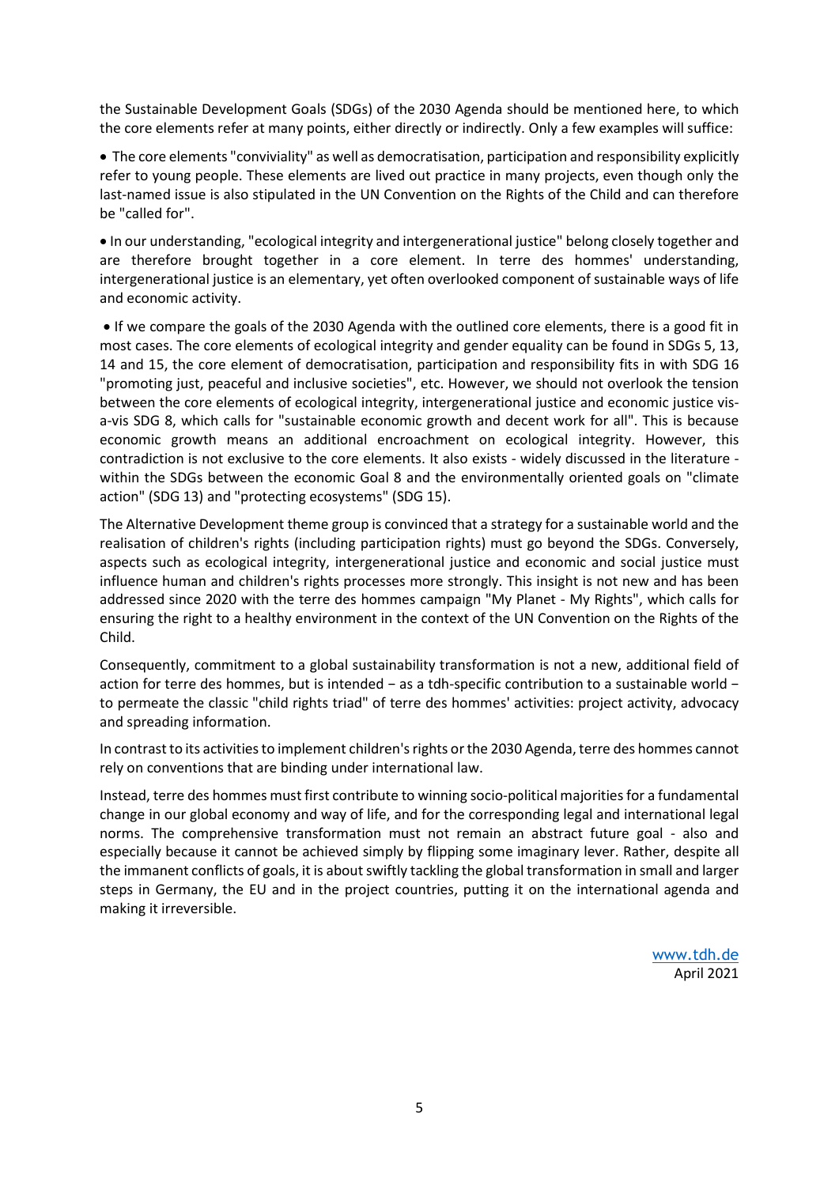the Sustainable Development Goals (SDGs) of the 2030 Agenda should be mentioned here, to which the core elements refer at many points, either directly or indirectly. Only a few examples will suffice:

- The core elements "conviviality" as well as democratisation, participation and responsibility explicitly refer to young people. These elements are lived out practice in many projects, even though only the last-named issue is also stipulated in the UN Convention on the Rights of the Child and can therefore be "called for".
- In our understanding, "ecological integrity and intergenerational justice" belong closely together and are therefore brought together in a core element. In terre des hommes' understanding, intergenerational justice is an elementary, yet often overlooked component of sustainable ways of life and economic activity.
- If we compare the goals of the 2030 Agenda with the outlined core elements, there is a good fit in most cases. The core elements of ecological integrity and gender equality can be found in SDGs 5, 13, 14 and 15, the core element of democratisation, participation and responsibility fits in with SDG 16 "promoting just, peaceful and inclusive societies", etc. However, we should not overlook the tension between the core elements of ecological integrity, intergenerational justice and economic justice vis-a-vis SDG 8, which calls for "sustainable economic growth and decent work for all". This is because economic growth means an additional encroachment on ecological integrity. However, this contradiction is not exclusive to the core elements. It also exists - widely discussed in the literature - within the SDGs between the economic Goal 8 and the environmentally oriented goals on "climate action" (SDG 13) and "protecting ecosystems" (SDG 15).

The Alternative Development theme group is convinced that a strategy for a sustainable world and the realisation of children's rights (including participation rights) must go beyond the SDGs. Conversely, aspects such as ecological integrity, intergenerational justice and economic and social justice must influence human and children's rights processes more strongly. This insight is not new and has been addressed since 2020 with the terre des hommes campaign "My Planet - My Rights", which calls for ensuring the right to a healthy environment in the context of the UN Convention on the Rights of the Child.

Consequently, commitment to a global sustainability transformation is not a new, additional field of action for terre des hommes, but is intended − as a tdh-specific contribution to a sustainable world − to permeate the classic "child rights triad" of terre des hommes' activities: project activity, advocacy and spreading information.

In contrast to its activities to implement children's rights or the 2030 Agenda, terre des hommes cannot rely on conventions that are binding under international law.

Instead, terre des hommes must first contribute to winning socio-political majorities for a fundamental change in our global economy and way of life, and for the corresponding legal and international legal norms. The comprehensive transformation must not remain an abstract future goal - also and especially because it cannot be achieved simply by flipping some imaginary lever. Rather, despite all the immanent conflicts of goals, it is about swiftly tackling the global transformation in small and larger steps in Germany, the EU and in the project countries, putting it on the international agenda and making it irreversible.

www.tdh.de
April 2021